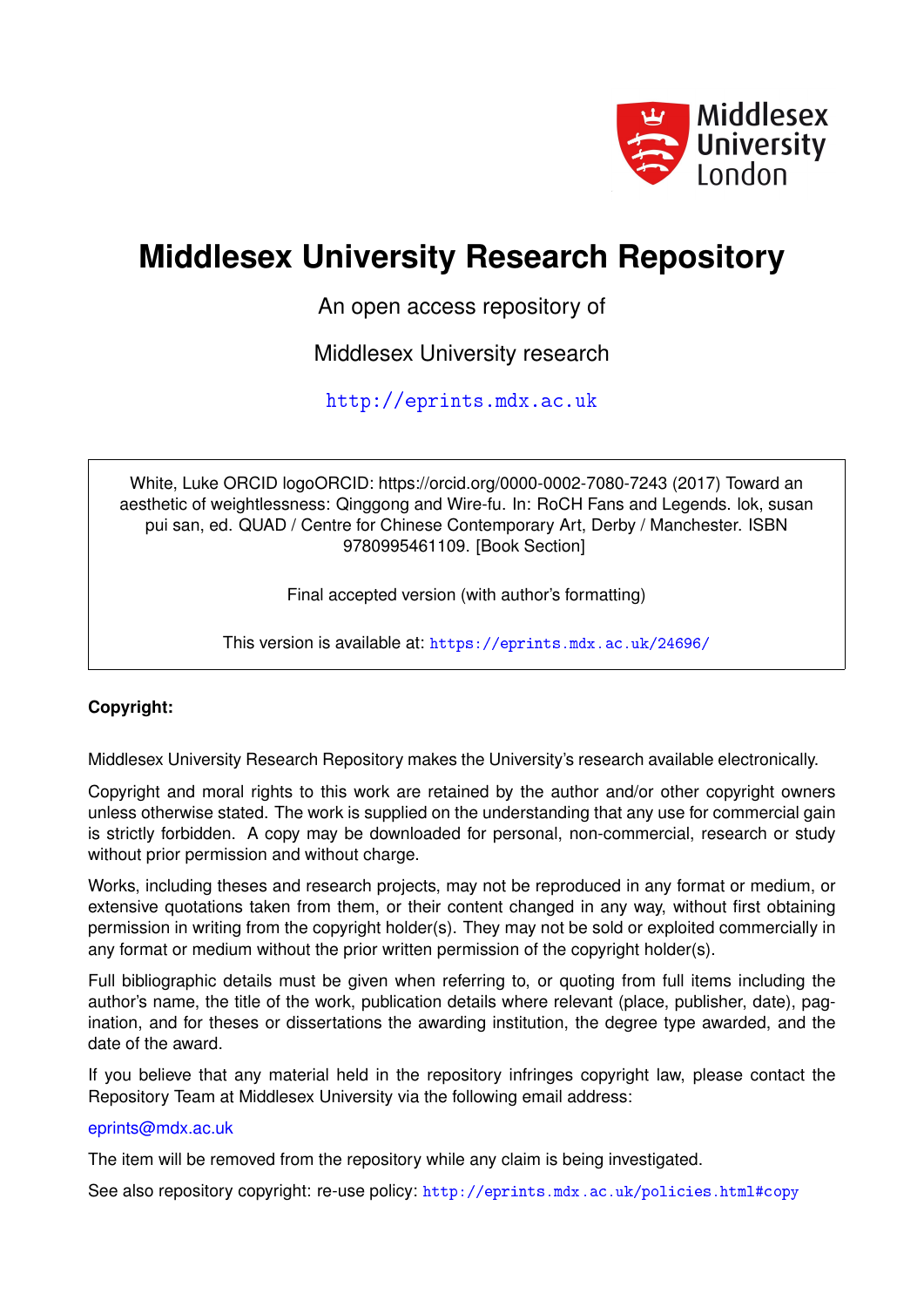# Middlesex University Research Repository

An open access repository of

Middlesex University research

http://eprints.mdx.ac.uk

White, Luke ORCID logoORCID: https://orcid.org/0000-0002-7080-7243 (2017) Toward an aesthetic of weightlessness: Qinggong and Wire-fu. In: RoCH Fans and Legends. lok, susan pui san, ed. QUAD / Centre for Chinese Contemporary Art, Derby / Manchester. ISBN 9780995461109. [Book Section]

Final accepted version (with author's formatting)

This version is available at: https://eprints.mdx.ac.uk/24696/

**Copyright:**

Middlesex University Research Repository makes the University's research available electronically.

Copyright and moral rights to this work are retained by the author and/or other copyright owners unless otherwise stated. The work is supplied on the understanding that any use for commercial gain is strictly forbidden. A copy may be downloaded for personal, non-commercial, research or study without prior permission and without charge.

Works, including theses and research projects, may not be reproduced in any format or medium, or extensive quotations taken from them, or their content changed in any way, without first obtaining permission in writing from the copyright holder(s). They may not be sold or exploited commercially in any format or medium without the prior written permission of the copyright holder(s).

Full bibliographic details must be given when referring to, or quoting from full items including the author's name, the title of the work, publication details where relevant (place, publisher, date), pagination, and for theses or dissertations the awarding institution, the degree type awarded, and the date of the award.

If you believe that any material held in the repository infringes copyright law, please contact the Repository Team at Middlesex University via the following email address:

eprints@mdx.ac.uk

The item will be removed from the repository while any claim is being investigated.

See also repository copyright: re-use policy: http://eprints.mdx.ac.uk/policies.html#copy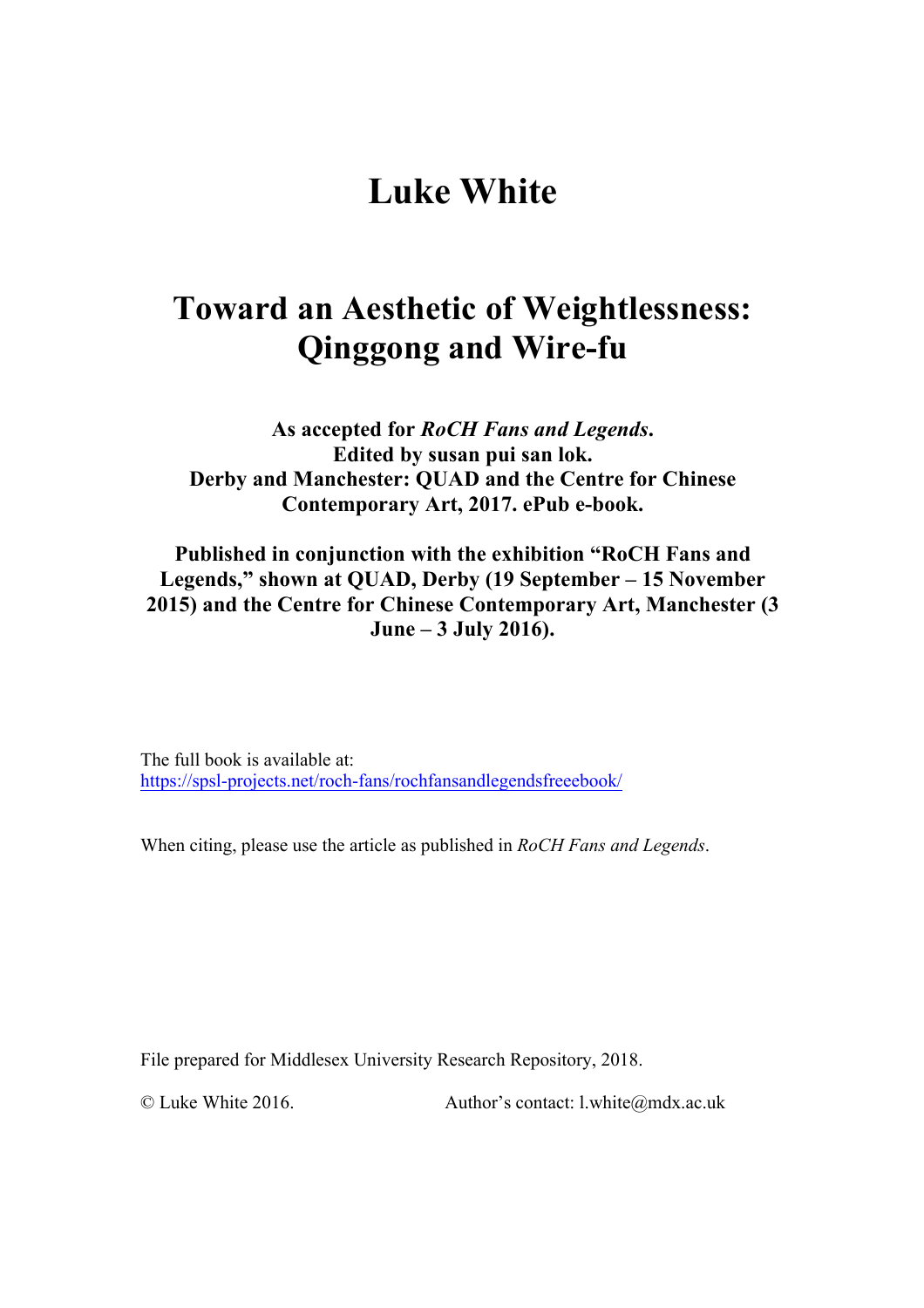# Luke White

## Toward an Aesthetic of Weightlessness: Qinggong and Wire-fu

**As accepted for *RoCH Fans and Legends*. Edited by susan pui san lok. Derby and Manchester: QUAD and the Centre for Chinese Contemporary Art, 2017. ePub e-book.**

**Published in conjunction with the exhibition "RoCH Fans and Legends," shown at QUAD, Derby (19 September – 15 November 2015) and the Centre for Chinese Contemporary Art, Manchester (3 June – 3 July 2016).**

The full book is available at:
https://spsl-projects.net/roch-fans/rochfansandlegendsfreeebook/

When citing, please use the article as published in *RoCH Fans and Legends*.

File prepared for Middlesex University Research Repository, 2018.

© Luke White 2016. Author's contact: l.white@mdx.ac.uk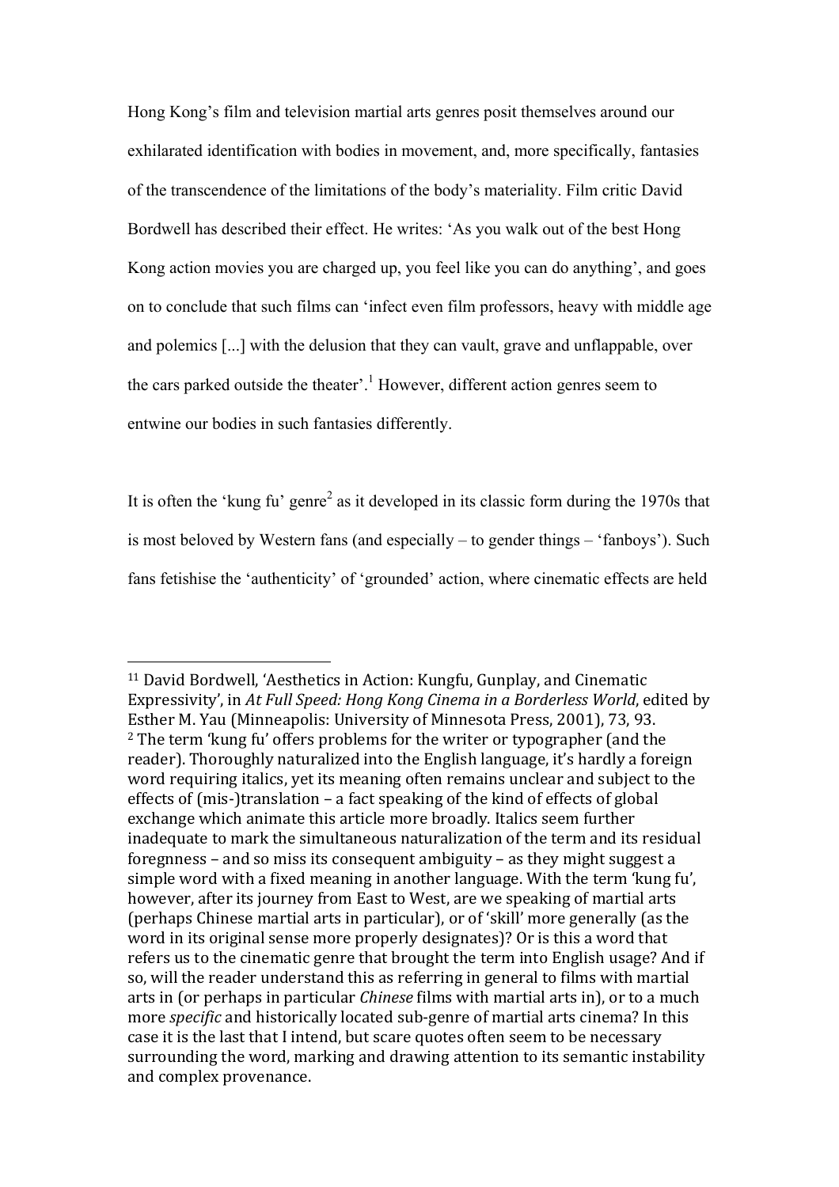Hong Kong's film and television martial arts genres posit themselves around our exhilarated identification with bodies in movement, and, more specifically, fantasies of the transcendence of the limitations of the body's materiality. Film critic David Bordwell has described their effect. He writes: 'As you walk out of the best Hong Kong action movies you are charged up, you feel like you can do anything', and goes on to conclude that such films can 'infect even film professors, heavy with middle age and polemics [...] with the delusion that they can vault, grave and unflappable, over the cars parked outside the theater'.[1] However, different action genres seem to entwine our bodies in such fantasies differently.

It is often the 'kung fu' genre[2] as it developed in its classic form during the 1970s that is most beloved by Western fans (and especially – to gender things – 'fanboys'). Such fans fetishise the 'authenticity' of 'grounded' action, where cinematic effects are held

---

[11] David Bordwell, 'Aesthetics in Action: Kungfu, Gunplay, and Cinematic Expressivity', in *At Full Speed: Hong Kong Cinema in a Borderless World*, edited by Esther M. Yau (Minneapolis: University of Minnesota Press, 2001), 73, 93.

[2] The term 'kung fu' offers problems for the writer or typographer (and the reader). Thoroughly naturalized into the English language, it's hardly a foreign word requiring italics, yet its meaning often remains unclear and subject to the effects of (mis-)translation – a fact speaking of the kind of effects of global exchange which animate this article more broadly. Italics seem further inadequate to mark the simultaneous naturalization of the term and its residual foregness – and so miss its consequent ambiguity – as they might suggest a simple word with a fixed meaning in another language. With the term 'kung fu', however, after its journey from East to West, are we speaking of martial arts (perhaps Chinese martial arts in particular), or of 'skill' more generally (as the word in its original sense more properly designates)? Or is this a word that refers us to the cinematic genre that brought the term into English usage? And if so, will the reader understand this as referring in general to films with martial arts in (or perhaps in particular *Chinese* films with martial arts in), or to a much more *specific* and historically located sub-genre of martial arts cinema? In this case it is the last that I intend, but scare quotes often seem to be necessary surrounding the word, marking and drawing attention to its semantic instability and complex provenance.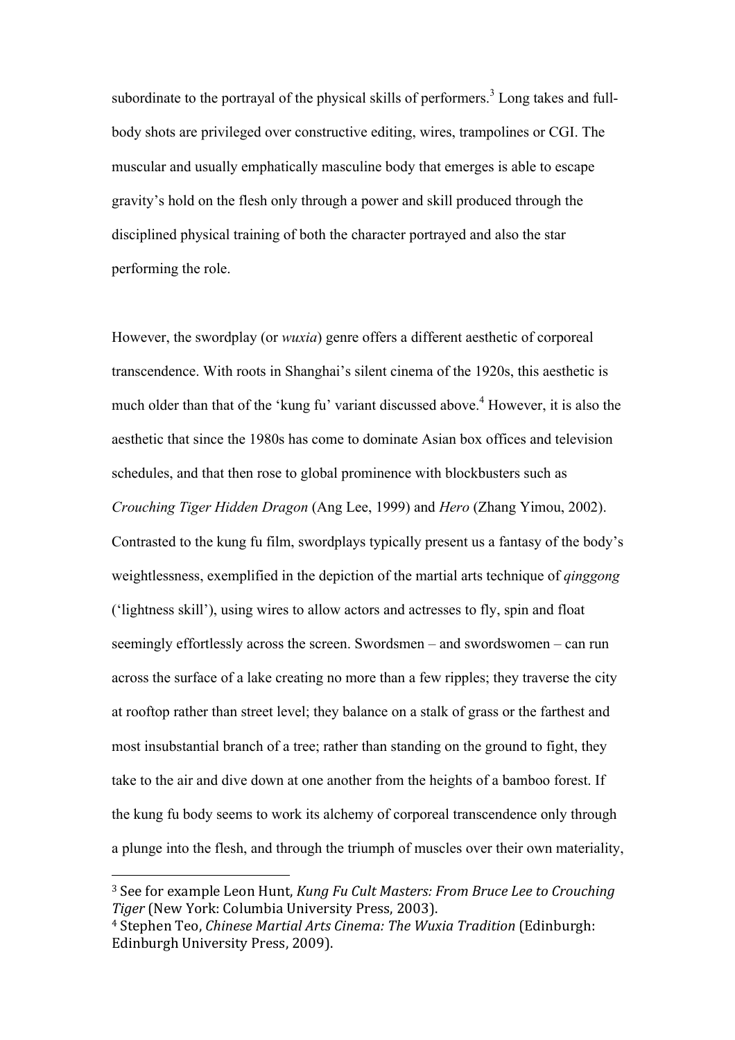subordinate to the portrayal of the physical skills of performers.[3] Long takes and full-body shots are privileged over constructive editing, wires, trampolines or CGI. The muscular and usually emphatically masculine body that emerges is able to escape gravity's hold on the flesh only through a power and skill produced through the disciplined physical training of both the character portrayed and also the star performing the role.

However, the swordplay (or *wuxia*) genre offers a different aesthetic of corporeal transcendence. With roots in Shanghai's silent cinema of the 1920s, this aesthetic is much older than that of the 'kung fu' variant discussed above.[4] However, it is also the aesthetic that since the 1980s has come to dominate Asian box offices and television schedules, and that then rose to global prominence with blockbusters such as *Crouching Tiger Hidden Dragon* (Ang Lee, 1999) and *Hero* (Zhang Yimou, 2002). Contrasted to the kung fu film, swordplays typically present us a fantasy of the body's weightlessness, exemplified in the depiction of the martial arts technique of *qinggong* ('lightness skill'), using wires to allow actors and actresses to fly, spin and float seemingly effortlessly across the screen. Swordsmen – and swordswomen – can run across the surface of a lake creating no more than a few ripples; they traverse the city at rooftop rather than street level; they balance on a stalk of grass or the farthest and most insubstantial branch of a tree; rather than standing on the ground to fight, they take to the air and dive down at one another from the heights of a bamboo forest. If the kung fu body seems to work its alchemy of corporeal transcendence only through a plunge into the flesh, and through the triumph of muscles over their own materiality,

---

[3] See for example Leon Hunt, *Kung Fu Cult Masters: From Bruce Lee to Crouching Tiger* (New York: Columbia University Press, 2003).

[4] Stephen Teo, *Chinese Martial Arts Cinema: The Wuxia Tradition* (Edinburgh: Edinburgh University Press, 2009).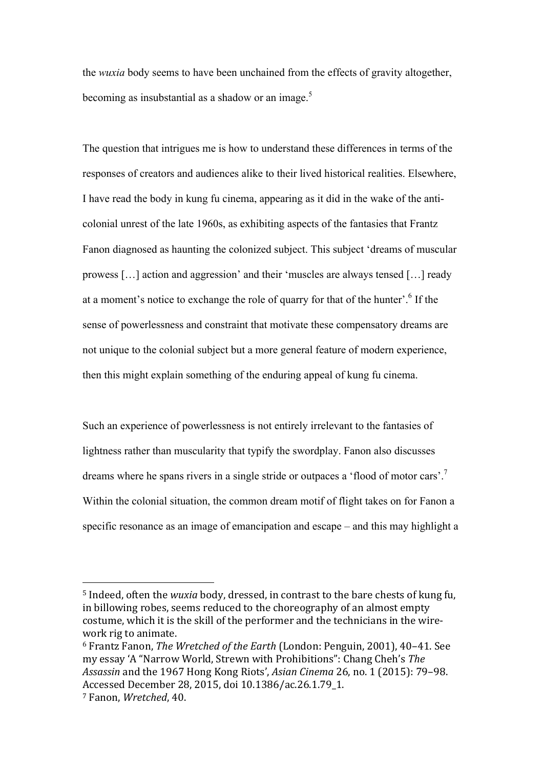the *wuxia* body seems to have been unchained from the effects of gravity altogether, becoming as insubstantial as a shadow or an image.[5]

The question that intrigues me is how to understand these differences in terms of the responses of creators and audiences alike to their lived historical realities. Elsewhere, I have read the body in kung fu cinema, appearing as it did in the wake of the anti-colonial unrest of the late 1960s, as exhibiting aspects of the fantasies that Frantz Fanon diagnosed as haunting the colonized subject. This subject 'dreams of muscular prowess […] action and aggression' and their 'muscles are always tensed […] ready at a moment's notice to exchange the role of quarry for that of the hunter'.[6] If the sense of powerlessness and constraint that motivate these compensatory dreams are not unique to the colonial subject but a more general feature of modern experience, then this might explain something of the enduring appeal of kung fu cinema.

Such an experience of powerlessness is not entirely irrelevant to the fantasies of lightness rather than muscularity that typify the swordplay. Fanon also discusses dreams where he spans rivers in a single stride or outpaces a 'flood of motor cars'.[7] Within the colonial situation, the common dream motif of flight takes on for Fanon a specific resonance as an image of emancipation and escape – and this may highlight a

---

[5] Indeed, often the *wuxia* body, dressed, in contrast to the bare chests of kung fu, in billowing robes, seems reduced to the choreography of an almost empty costume, which it is the skill of the performer and the technicians in the wire-work rig to animate.

[6] Frantz Fanon, *The Wretched of the Earth* (London: Penguin, 2001), 40–41. See my essay 'A "Narrow World, Strewn with Prohibitions": Chang Cheh's *The Assassin* and the 1967 Hong Kong Riots', *Asian Cinema* 26, no. 1 (2015): 79–98. Accessed December 28, 2015, doi 10.1386/ac.26.1.79_1.

[7] Fanon, *Wretched*, 40.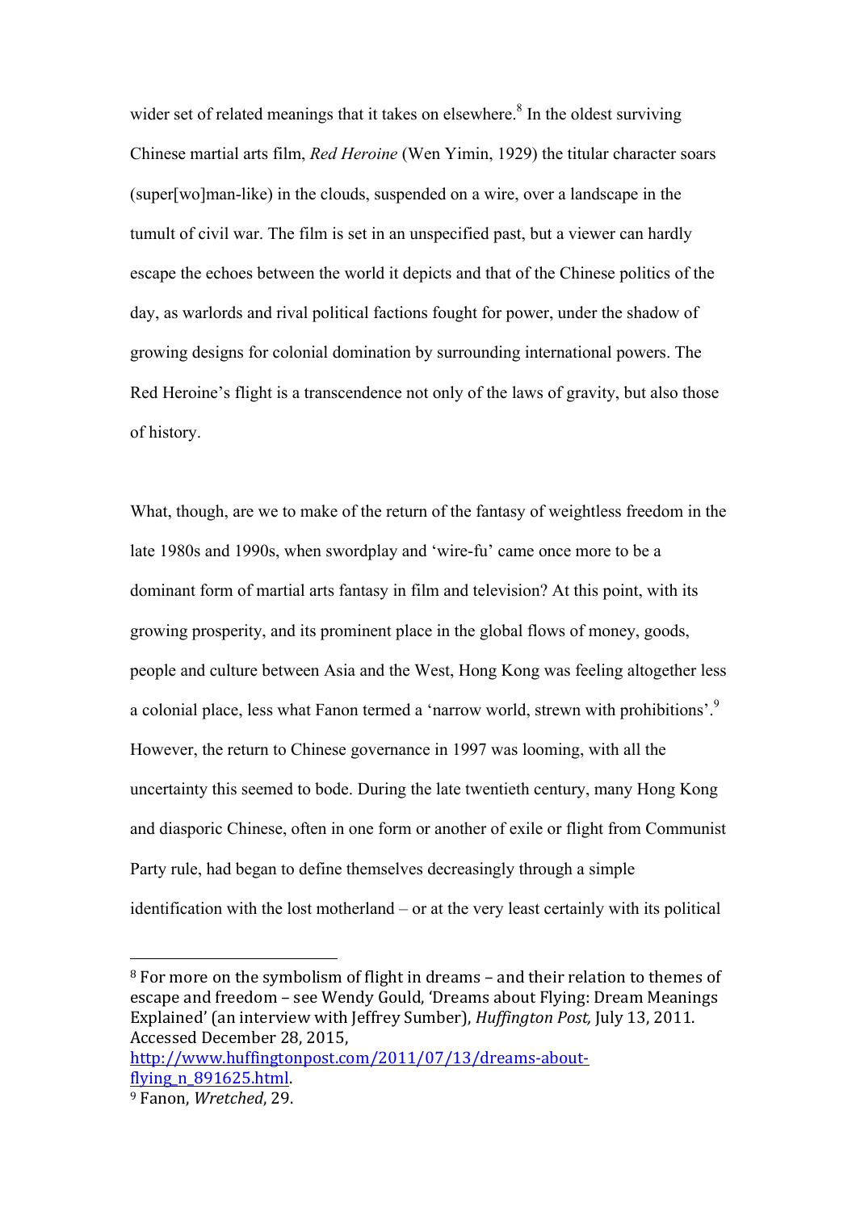wider set of related meanings that it takes on elsewhere.[8] In the oldest surviving Chinese martial arts film, *Red Heroine* (Wen Yimin, 1929) the titular character soars (super[wo]man-like) in the clouds, suspended on a wire, over a landscape in the tumult of civil war. The film is set in an unspecified past, but a viewer can hardly escape the echoes between the world it depicts and that of the Chinese politics of the day, as warlords and rival political factions fought for power, under the shadow of growing designs for colonial domination by surrounding international powers. The Red Heroine's flight is a transcendence not only of the laws of gravity, but also those of history.

What, though, are we to make of the return of the fantasy of weightless freedom in the late 1980s and 1990s, when swordplay and 'wire-fu' came once more to be a dominant form of martial arts fantasy in film and television? At this point, with its growing prosperity, and its prominent place in the global flows of money, goods, people and culture between Asia and the West, Hong Kong was feeling altogether less a colonial place, less what Fanon termed a 'narrow world, strewn with prohibitions'.[9] However, the return to Chinese governance in 1997 was looming, with all the uncertainty this seemed to bode. During the late twentieth century, many Hong Kong and diasporic Chinese, often in one form or another of exile or flight from Communist Party rule, had began to define themselves decreasingly through a simple identification with the lost motherland – or at the very least certainly with its political

---

[8] For more on the symbolism of flight in dreams – and their relation to themes of escape and freedom – see Wendy Gould, 'Dreams about Flying: Dream Meanings Explained' (an interview with Jeffrey Sumber), *Huffington Post,* July 13, 2011. Accessed December 28, 2015, http://www.huffingtonpost.com/2011/07/13/dreams-about-flying_n_891625.html.

[9] Fanon, *Wretched*, 29.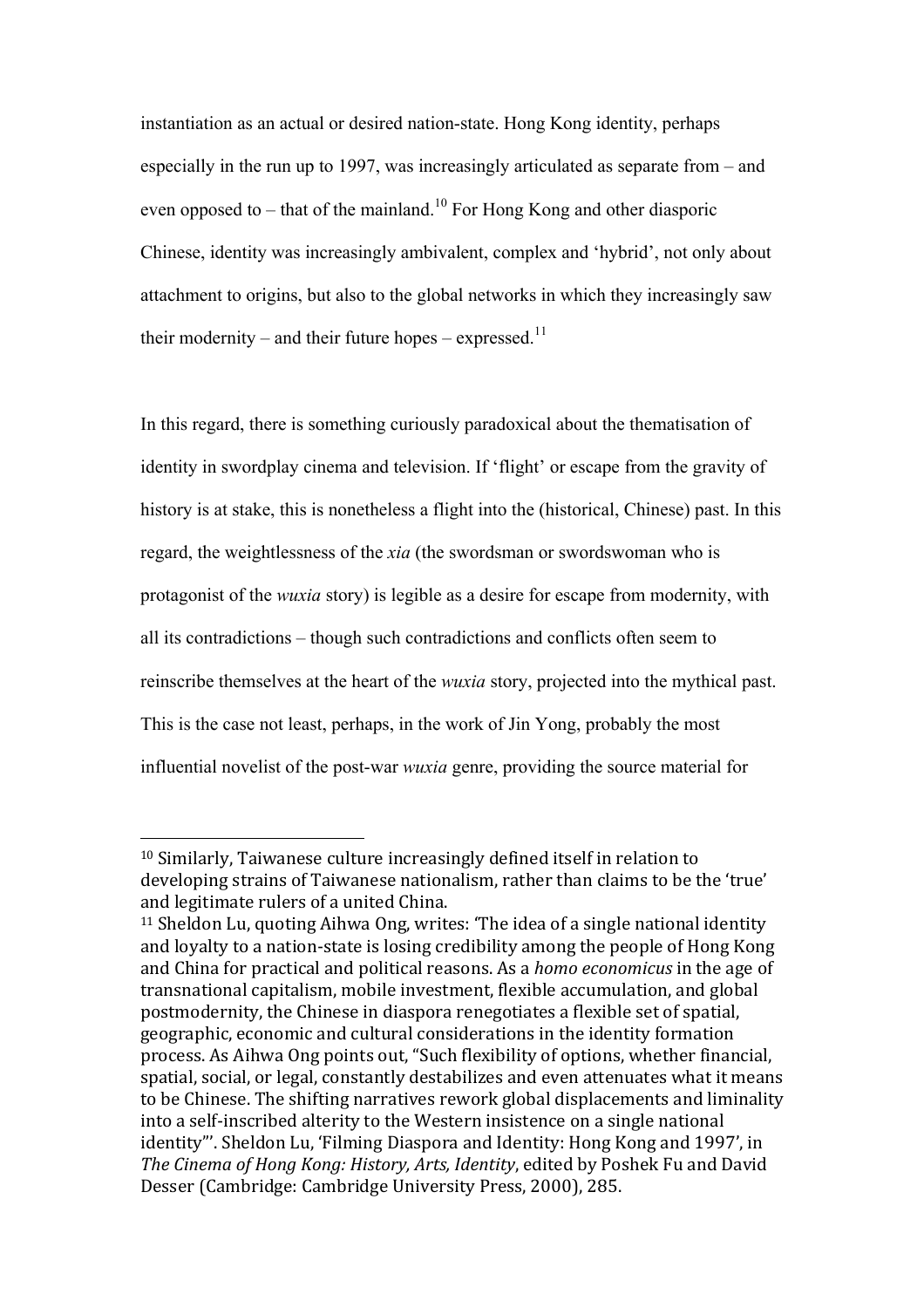instantiation as an actual or desired nation-state. Hong Kong identity, perhaps especially in the run up to 1997, was increasingly articulated as separate from – and even opposed to – that of the mainland.[10] For Hong Kong and other diasporic Chinese, identity was increasingly ambivalent, complex and 'hybrid', not only about attachment to origins, but also to the global networks in which they increasingly saw their modernity – and their future hopes – expressed.[11]

In this regard, there is something curiously paradoxical about the thematisation of identity in swordplay cinema and television. If 'flight' or escape from the gravity of history is at stake, this is nonetheless a flight into the (historical, Chinese) past. In this regard, the weightlessness of the *xia* (the swordsman or swordswoman who is protagonist of the *wuxia* story) is legible as a desire for escape from modernity, with all its contradictions – though such contradictions and conflicts often seem to reinscribe themselves at the heart of the *wuxia* story, projected into the mythical past. This is the case not least, perhaps, in the work of Jin Yong, probably the most influential novelist of the post-war *wuxia* genre, providing the source material for

---

[10] Similarly, Taiwanese culture increasingly defined itself in relation to developing strains of Taiwanese nationalism, rather than claims to be the 'true' and legitimate rulers of a united China.

[11] Sheldon Lu, quoting Aihwa Ong, writes: 'The idea of a single national identity and loyalty to a nation-state is losing credibility among the people of Hong Kong and China for practical and political reasons. As a *homo economicus* in the age of transnational capitalism, mobile investment, flexible accumulation, and global postmodernity, the Chinese in diaspora renegotiates a flexible set of spatial, geographic, economic and cultural considerations in the identity formation process. As Aihwa Ong points out, "Such flexibility of options, whether financial, spatial, social, or legal, constantly destabilizes and even attenuates what it means to be Chinese. The shifting narratives rework global displacements and liminality into a self-inscribed alterity to the Western insistence on a single national identity"'. Sheldon Lu, 'Filming Diaspora and Identity: Hong Kong and 1997', in *The Cinema of Hong Kong: History, Arts, Identity*, edited by Poshek Fu and David Desser (Cambridge: Cambridge University Press, 2000), 285.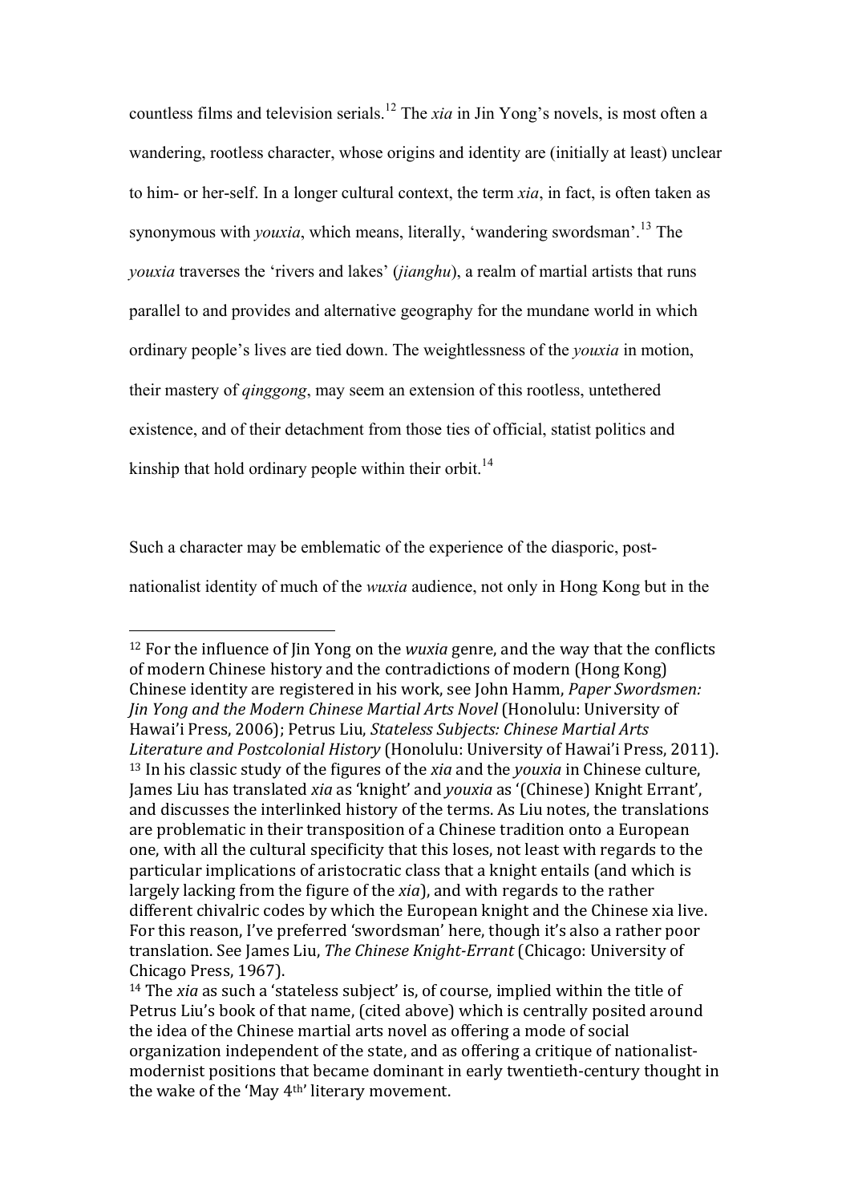countless films and television serials.[12] The *xia* in Jin Yong's novels, is most often a wandering, rootless character, whose origins and identity are (initially at least) unclear to him- or her-self. In a longer cultural context, the term *xia*, in fact, is often taken as synonymous with *youxia*, which means, literally, 'wandering swordsman'.[13] The *youxia* traverses the 'rivers and lakes' (*jianghu*), a realm of martial artists that runs parallel to and provides and alternative geography for the mundane world in which ordinary people's lives are tied down. The weightlessness of the *youxia* in motion, their mastery of *qinggong*, may seem an extension of this rootless, untethered existence, and of their detachment from those ties of official, statist politics and kinship that hold ordinary people within their orbit.[14]

Such a character may be emblematic of the experience of the diasporic, post-nationalist identity of much of the *wuxia* audience, not only in Hong Kong but in the

---

[12] For the influence of Jin Yong on the *wuxia* genre, and the way that the conflicts of modern Chinese history and the contradictions of modern (Hong Kong) Chinese identity are registered in his work, see John Hamm, *Paper Swordsmen: Jin Yong and the Modern Chinese Martial Arts Novel* (Honolulu: University of Hawai'i Press, 2006); Petrus Liu, *Stateless Subjects: Chinese Martial Arts Literature and Postcolonial History* (Honolulu: University of Hawai'i Press, 2011).

[13] In his classic study of the figures of the *xia* and the *youxia* in Chinese culture, James Liu has translated *xia* as 'knight' and *youxia* as '(Chinese) Knight Errant', and discusses the interlinked history of the terms. As Liu notes, the translations are problematic in their transposition of a Chinese tradition onto a European one, with all the cultural specificity that this loses, not least with regards to the particular implications of aristocratic class that a knight entails (and which is largely lacking from the figure of the *xia*), and with regards to the rather different chivalric codes by which the European knight and the Chinese xia live. For this reason, I've preferred 'swordsman' here, though it's also a rather poor translation. See James Liu, *The Chinese Knight-Errant* (Chicago: University of Chicago Press, 1967).

[14] The *xia* as such a 'stateless subject' is, of course, implied within the title of Petrus Liu's book of that name, (cited above) which is centrally posited around the idea of the Chinese martial arts novel as offering a mode of social organization independent of the state, and as offering a critique of nationalist-modernist positions that became dominant in early twentieth-century thought in the wake of the 'May 4th' literary movement.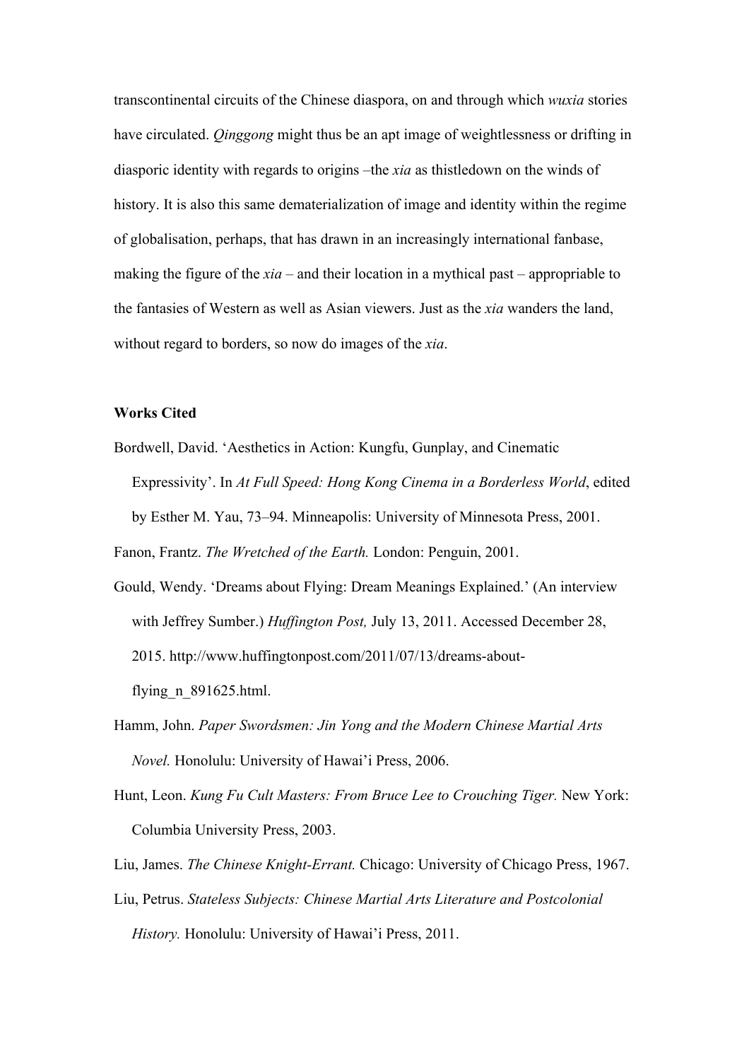transcontinental circuits of the Chinese diaspora, on and through which *wuxia* stories have circulated. *Qinggong* might thus be an apt image of weightlessness or drifting in diasporic identity with regards to origins –the *xia* as thistledown on the winds of history. It is also this same dematerialization of image and identity within the regime of globalisation, perhaps, that has drawn in an increasingly international fanbase, making the figure of the *xia* – and their location in a mythical past – appropriable to the fantasies of Western as well as Asian viewers. Just as the *xia* wanders the land, without regard to borders, so now do images of the *xia*.

**Works Cited**

Bordwell, David. 'Aesthetics in Action: Kungfu, Gunplay, and Cinematic Expressivity'. In *At Full Speed: Hong Kong Cinema in a Borderless World*, edited by Esther M. Yau, 73–94. Minneapolis: University of Minnesota Press, 2001.

Fanon, Frantz. *The Wretched of the Earth.* London: Penguin, 2001.

Gould, Wendy. 'Dreams about Flying: Dream Meanings Explained.' (An interview with Jeffrey Sumber.) *Huffington Post,* July 13, 2011. Accessed December 28, 2015. http://www.huffingtonpost.com/2011/07/13/dreams-about-flying_n_891625.html.

Hamm, John. *Paper Swordsmen: Jin Yong and the Modern Chinese Martial Arts Novel.* Honolulu: University of Hawai'i Press, 2006.

Hunt, Leon. *Kung Fu Cult Masters: From Bruce Lee to Crouching Tiger.* New York: Columbia University Press, 2003.

Liu, James. *The Chinese Knight-Errant.* Chicago: University of Chicago Press, 1967.

Liu, Petrus. *Stateless Subjects: Chinese Martial Arts Literature and Postcolonial History.* Honolulu: University of Hawai'i Press, 2011.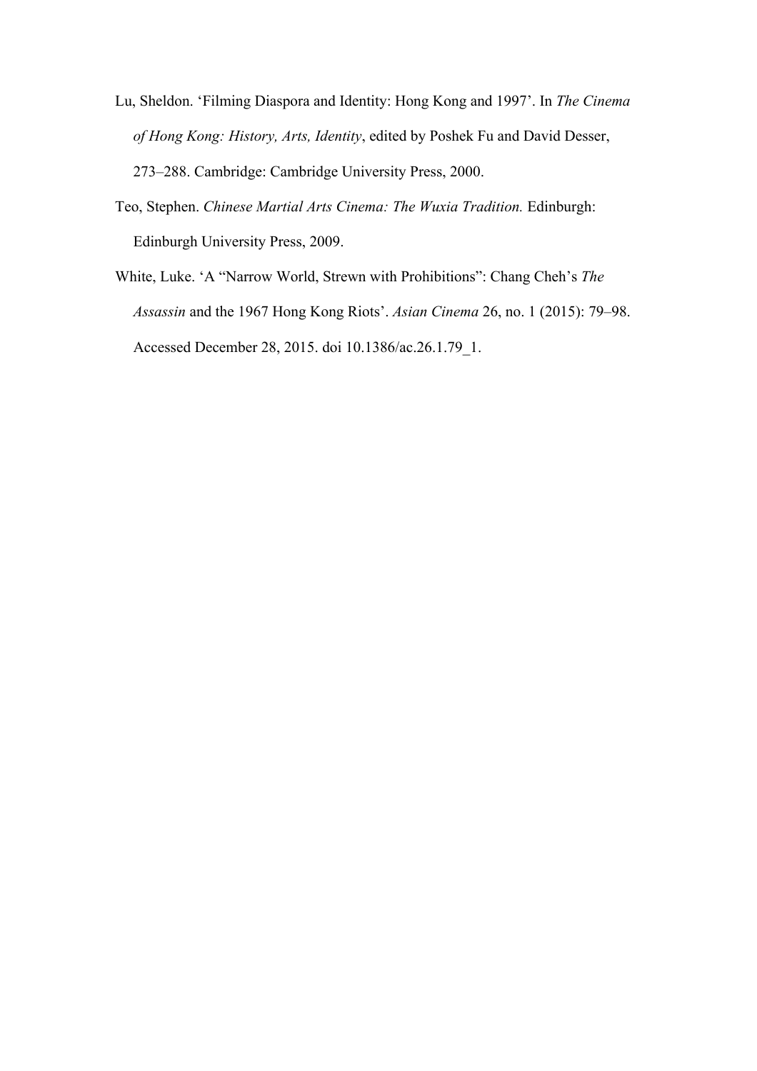Lu, Sheldon. ‘Filming Diaspora and Identity: Hong Kong and 1997’. In *The Cinema of Hong Kong: History, Arts, Identity*, edited by Poshek Fu and David Desser, 273–288. Cambridge: Cambridge University Press, 2000.

Teo, Stephen. *Chinese Martial Arts Cinema: The Wuxia Tradition.* Edinburgh: Edinburgh University Press, 2009.

White, Luke. ‘A “Narrow World, Strewn with Prohibitions”: Chang Cheh’s *The Assassin* and the 1967 Hong Kong Riots’. *Asian Cinema* 26, no. 1 (2015): 79–98. Accessed December 28, 2015. doi 10.1386/ac.26.1.79_1.